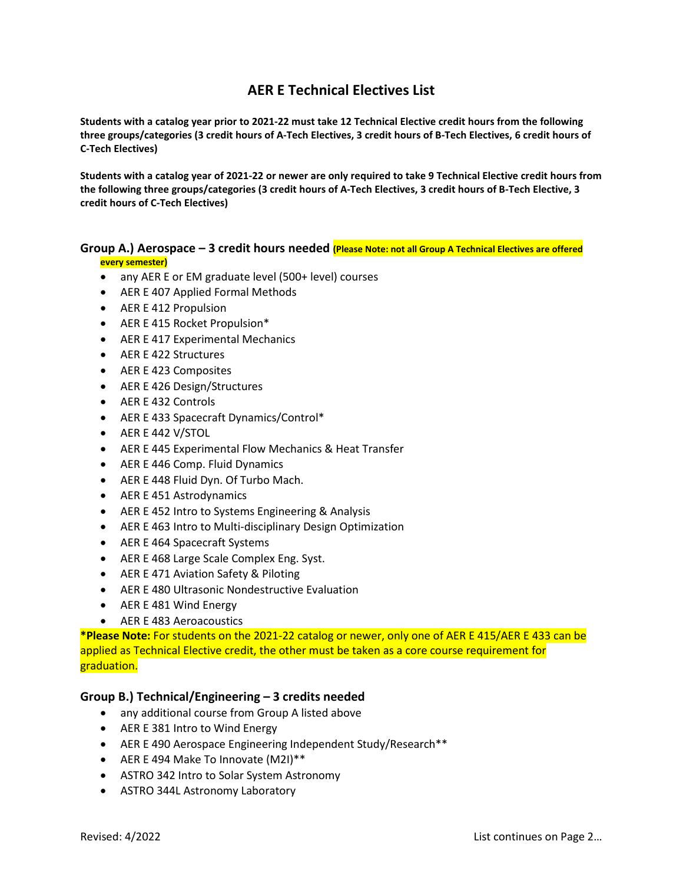# AER E Technical Electives List

**Students with a catalog year prior to 2021-22 must take 12 Technical Elective credit hours from the following three groups/categories (3 credit hours of A-Tech Electives, 3 credit hours of B-Tech Electives, 6 credit hours of C-Tech Electives)**

**Students with a catalog year of 2021-22 or newer are only required to take 9 Technical Elective credit hours from the following three groups/categories (3 credit hours of A-Tech Electives, 3 credit hours of B-Tech Elective, 3 credit hours of C-Tech Electives)**

## Group A.) Aerospace – 3 credit hours needed **(Please Note: not all Group A Technical Electives are offered every semester)**

- any AER E or EM graduate level (500+ level) courses
- AER E 407 Applied Formal Methods
- AER E 412 Propulsion
- AER E 415 Rocket Propulsion*
- AER E 417 Experimental Mechanics
- AER E 422 Structures
- AER E 423 Composites
- AER E 426 Design/Structures
- AER E 432 Controls
- AER E 433 Spacecraft Dynamics/Control*
- AER E 442 V/STOL
- AER E 445 Experimental Flow Mechanics & Heat Transfer
- AER E 446 Comp. Fluid Dynamics
- AER E 448 Fluid Dyn. Of Turbo Mach.
- AER E 451 Astrodynamics
- AER E 452 Intro to Systems Engineering & Analysis
- AER E 463 Intro to Multi-disciplinary Design Optimization
- AER E 464 Spacecraft Systems
- AER E 468 Large Scale Complex Eng. Syst.
- AER E 471 Aviation Safety & Piloting
- AER E 480 Ultrasonic Nondestructive Evaluation
- AER E 481 Wind Energy
- AER E 483 Aeroacoustics

***Please Note:** For students on the 2021-22 catalog or newer, only one of AER E 415/AER E 433 can be applied as Technical Elective credit, the other must be taken as a core course requirement for graduation.

## Group B.) Technical/Engineering – 3 credits needed

- any additional course from Group A listed above
- AER E 381 Intro to Wind Energy
- AER E 490 Aerospace Engineering Independent Study/Research**
- AER E 494 Make To Innovate (M2I)**
- ASTRO 342 Intro to Solar System Astronomy
- ASTRO 344L Astronomy Laboratory

Revised: 4/2022

List continues on Page 2…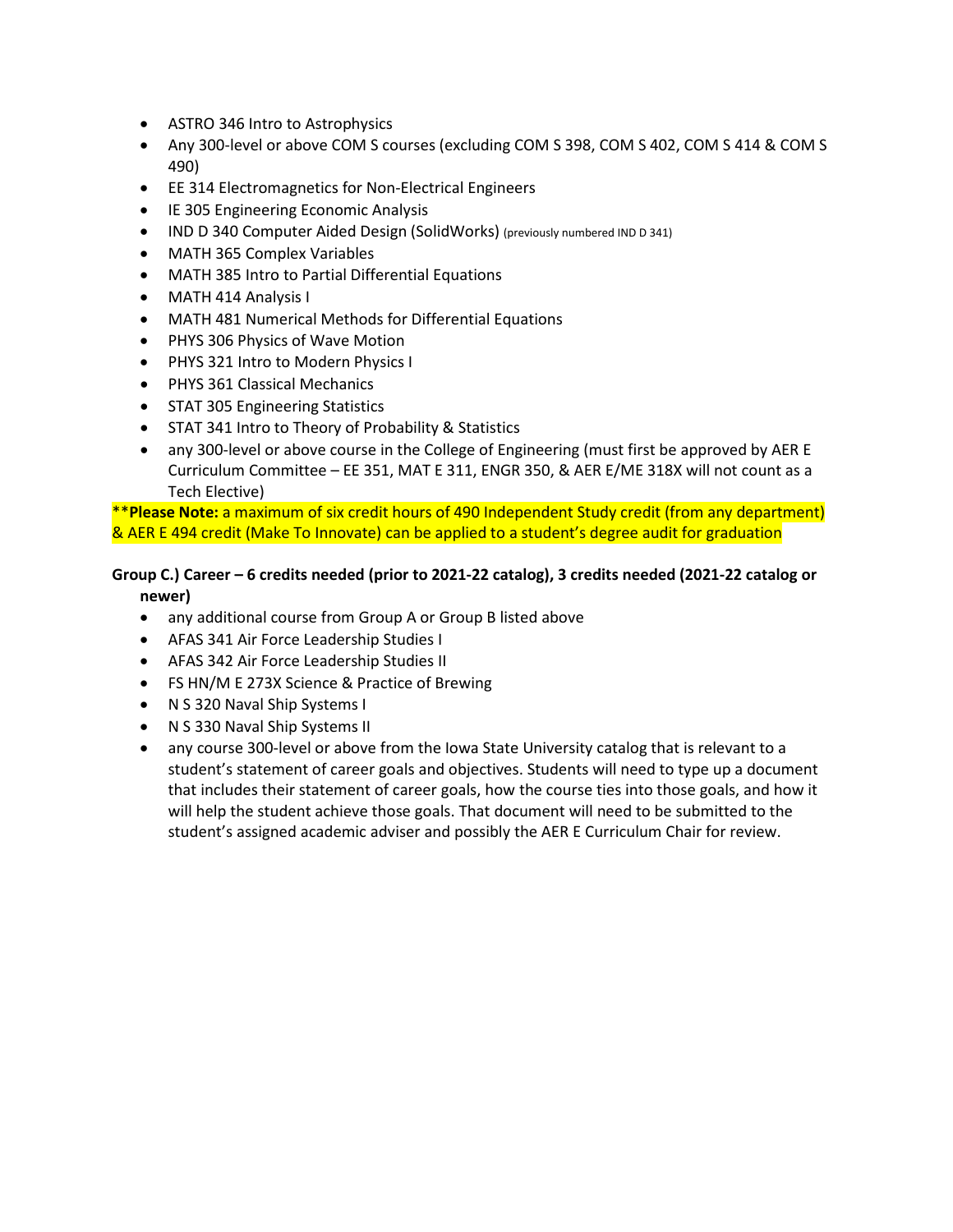- ASTRO 346 Intro to Astrophysics
- Any 300-level or above COM S courses (excluding COM S 398, COM S 402, COM S 414 & COM S 490)
- EE 314 Electromagnetics for Non-Electrical Engineers
- IE 305 Engineering Economic Analysis
- IND D 340 Computer Aided Design (SolidWorks) (previously numbered IND D 341)
- MATH 365 Complex Variables
- MATH 385 Intro to Partial Differential Equations
- MATH 414 Analysis I
- MATH 481 Numerical Methods for Differential Equations
- PHYS 306 Physics of Wave Motion
- PHYS 321 Intro to Modern Physics I
- PHYS 361 Classical Mechanics
- STAT 305 Engineering Statistics
- STAT 341 Intro to Theory of Probability & Statistics
- any 300-level or above course in the College of Engineering (must first be approved by AER E Curriculum Committee – EE 351, MAT E 311, ENGR 350, & AER E/ME 318X will not count as a Tech Elective)

****Please Note:** a maximum of six credit hours of 490 Independent Study credit (from any department) & AER E 494 credit (Make To Innovate) can be applied to a student's degree audit for graduation

**Group C.) Career – 6 credits needed (prior to 2021-22 catalog), 3 credits needed (2021-22 catalog or newer)**

- any additional course from Group A or Group B listed above
- AFAS 341 Air Force Leadership Studies I
- AFAS 342 Air Force Leadership Studies II
- FS HN/M E 273X Science & Practice of Brewing
- N S 320 Naval Ship Systems I
- N S 330 Naval Ship Systems II
- any course 300-level or above from the Iowa State University catalog that is relevant to a student's statement of career goals and objectives. Students will need to type up a document that includes their statement of career goals, how the course ties into those goals, and how it will help the student achieve those goals. That document will need to be submitted to the student's assigned academic adviser and possibly the AER E Curriculum Chair for review.